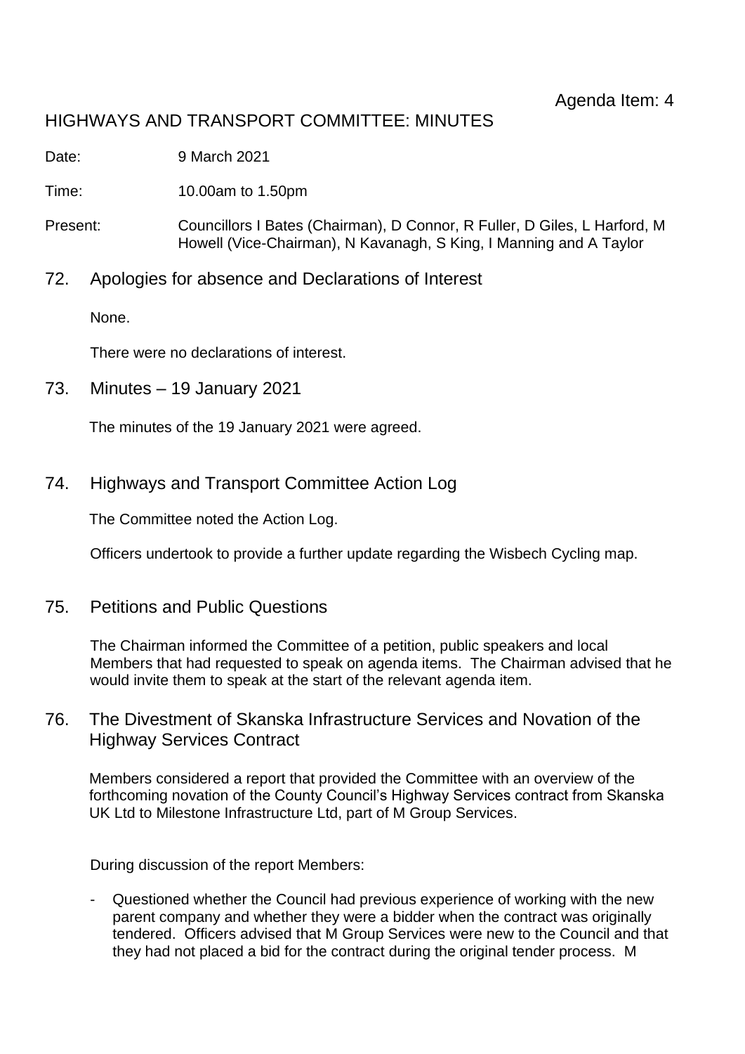Agenda Item: 4

# HIGHWAYS AND TRANSPORT COMMITTEE: MINUTES

Date: 9 March 2021

Time: 10.00am to 1.50pm

Present: Councillors I Bates (Chairman), D Connor, R Fuller, D Giles, L Harford, M Howell (Vice-Chairman), N Kavanagh, S King, I Manning and A Taylor

## 72. Apologies for absence and Declarations of Interest

None.

There were no declarations of interest.

## 73. Minutes – 19 January 2021

The minutes of the 19 January 2021 were agreed.

## 74. Highways and Transport Committee Action Log

The Committee noted the Action Log.

Officers undertook to provide a further update regarding the Wisbech Cycling map.

## 75. Petitions and Public Questions

The Chairman informed the Committee of a petition, public speakers and local Members that had requested to speak on agenda items. The Chairman advised that he would invite them to speak at the start of the relevant agenda item.

## 76. The Divestment of Skanska Infrastructure Services and Novation of the Highway Services Contract

Members considered a report that provided the Committee with an overview of the forthcoming novation of the County Council's Highway Services contract from Skanska UK Ltd to Milestone Infrastructure Ltd, part of M Group Services.

During discussion of the report Members:

- Questioned whether the Council had previous experience of working with the new parent company and whether they were a bidder when the contract was originally tendered. Officers advised that M Group Services were new to the Council and that they had not placed a bid for the contract during the original tender process. M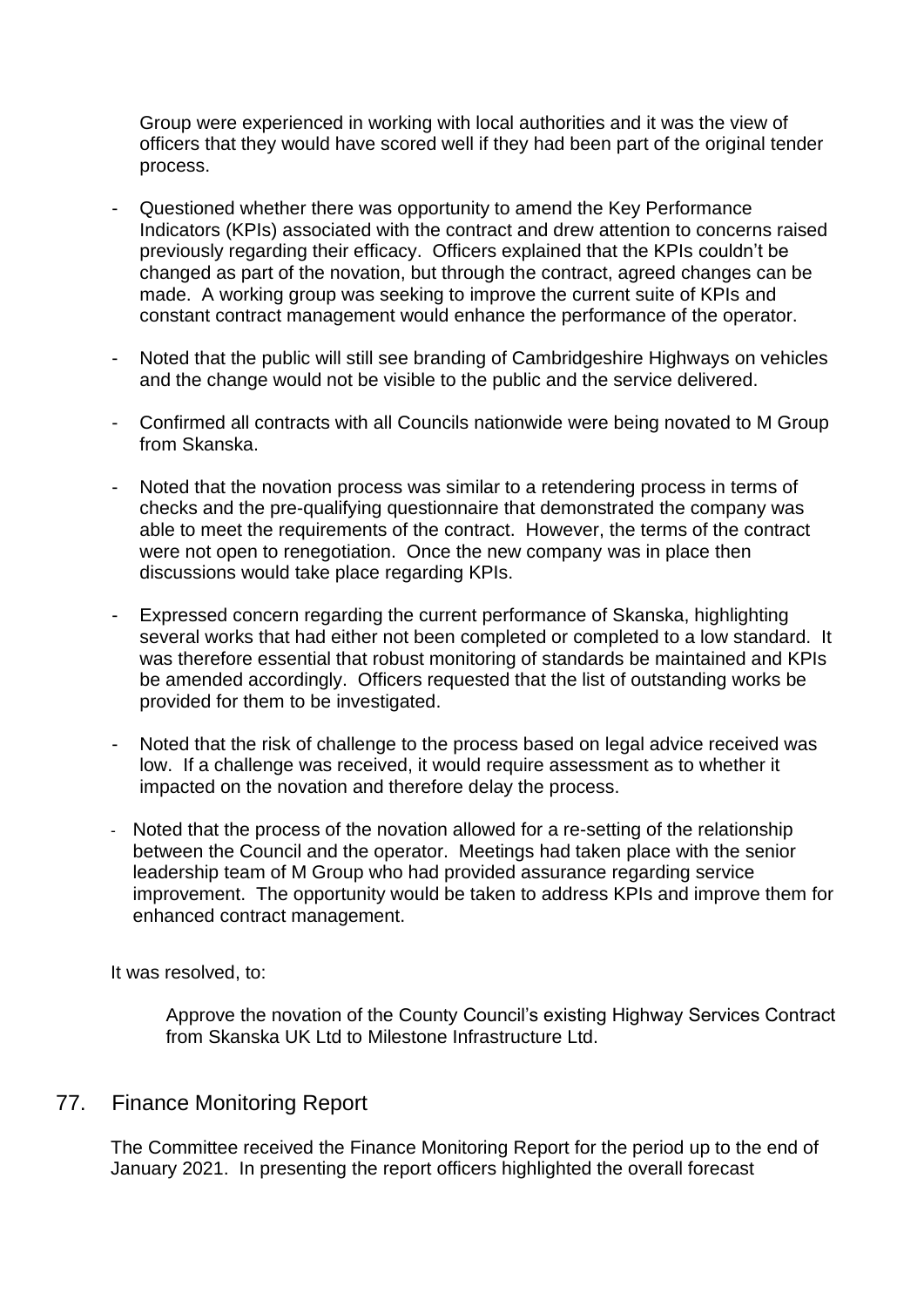Group were experienced in working with local authorities and it was the view of officers that they would have scored well if they had been part of the original tender process.

- Questioned whether there was opportunity to amend the Key Performance Indicators (KPIs) associated with the contract and drew attention to concerns raised previously regarding their efficacy. Officers explained that the KPIs couldn't be changed as part of the novation, but through the contract, agreed changes can be made. A working group was seeking to improve the current suite of KPIs and constant contract management would enhance the performance of the operator.

- Noted that the public will still see branding of Cambridgeshire Highways on vehicles and the change would not be visible to the public and the service delivered.

- Confirmed all contracts with all Councils nationwide were being novated to M Group from Skanska.

- Noted that the novation process was similar to a retendering process in terms of checks and the pre-qualifying questionnaire that demonstrated the company was able to meet the requirements of the contract. However, the terms of the contract were not open to renegotiation. Once the new company was in place then discussions would take place regarding KPIs.

- Expressed concern regarding the current performance of Skanska, highlighting several works that had either not been completed or completed to a low standard. It was therefore essential that robust monitoring of standards be maintained and KPIs be amended accordingly. Officers requested that the list of outstanding works be provided for them to be investigated.

- Noted that the risk of challenge to the process based on legal advice received was low. If a challenge was received, it would require assessment as to whether it impacted on the novation and therefore delay the process.

- Noted that the process of the novation allowed for a re-setting of the relationship between the Council and the operator. Meetings had taken place with the senior leadership team of M Group who had provided assurance regarding service improvement. The opportunity would be taken to address KPIs and improve them for enhanced contract management.

It was resolved, to:

> Approve the novation of the County Council's existing Highway Services Contract from Skanska UK Ltd to Milestone Infrastructure Ltd.

## 77. Finance Monitoring Report

The Committee received the Finance Monitoring Report for the period up to the end of January 2021. In presenting the report officers highlighted the overall forecast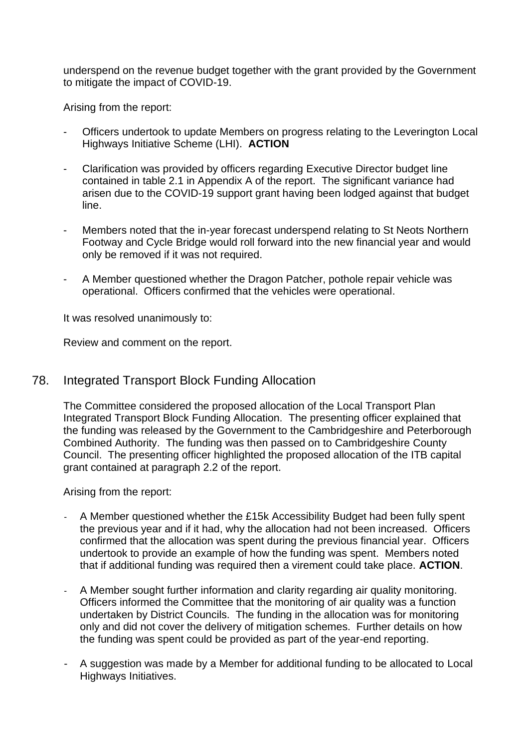underspend on the revenue budget together with the grant provided by the Government to mitigate the impact of COVID-19.

Arising from the report:

- Officers undertook to update Members on progress relating to the Leverington Local Highways Initiative Scheme (LHI). **ACTION**

- Clarification was provided by officers regarding Executive Director budget line contained in table 2.1 in Appendix A of the report. The significant variance had arisen due to the COVID-19 support grant having been lodged against that budget line.

- Members noted that the in-year forecast underspend relating to St Neots Northern Footway and Cycle Bridge would roll forward into the new financial year and would only be removed if it was not required.

- A Member questioned whether the Dragon Patcher, pothole repair vehicle was operational. Officers confirmed that the vehicles were operational.

It was resolved unanimously to:

Review and comment on the report.

## 78. Integrated Transport Block Funding Allocation

The Committee considered the proposed allocation of the Local Transport Plan Integrated Transport Block Funding Allocation. The presenting officer explained that the funding was released by the Government to the Cambridgeshire and Peterborough Combined Authority. The funding was then passed on to Cambridgeshire County Council. The presenting officer highlighted the proposed allocation of the ITB capital grant contained at paragraph 2.2 of the report.

Arising from the report:

- A Member questioned whether the £15k Accessibility Budget had been fully spent the previous year and if it had, why the allocation had not been increased. Officers confirmed that the allocation was spent during the previous financial year. Officers undertook to provide an example of how the funding was spent. Members noted that if additional funding was required then a virement could take place. **ACTION**.

- A Member sought further information and clarity regarding air quality monitoring. Officers informed the Committee that the monitoring of air quality was a function undertaken by District Councils. The funding in the allocation was for monitoring only and did not cover the delivery of mitigation schemes. Further details on how the funding was spent could be provided as part of the year-end reporting.

- A suggestion was made by a Member for additional funding to be allocated to Local Highways Initiatives.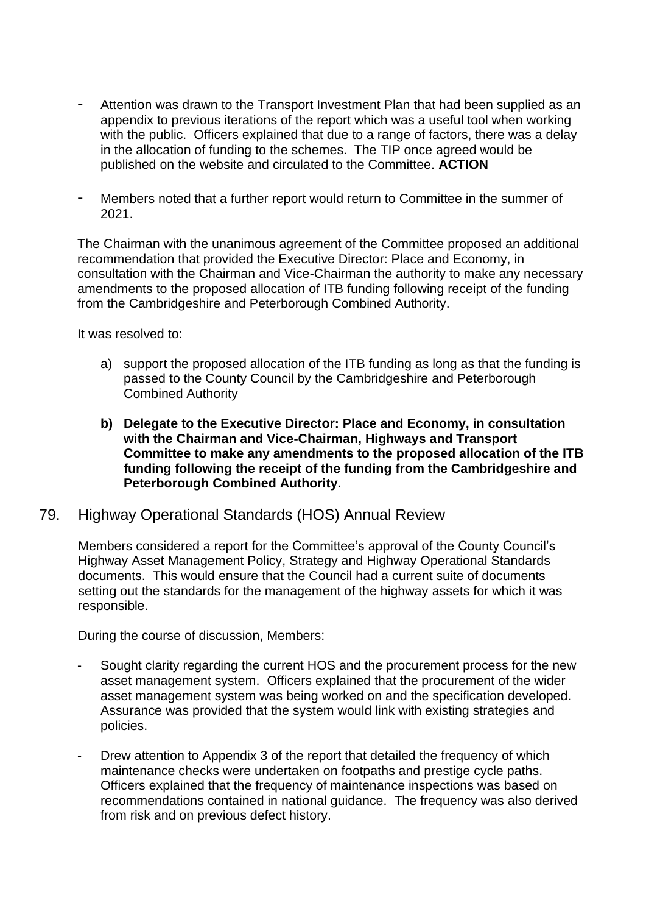- Attention was drawn to the Transport Investment Plan that had been supplied as an appendix to previous iterations of the report which was a useful tool when working with the public. Officers explained that due to a range of factors, there was a delay in the allocation of funding to the schemes. The TIP once agreed would be published on the website and circulated to the Committee. **ACTION**

- Members noted that a further report would return to Committee in the summer of 2021.

The Chairman with the unanimous agreement of the Committee proposed an additional recommendation that provided the Executive Director: Place and Economy, in consultation with the Chairman and Vice-Chairman the authority to make any necessary amendments to the proposed allocation of ITB funding following receipt of the funding from the Cambridgeshire and Peterborough Combined Authority.

It was resolved to:

a) support the proposed allocation of the ITB funding as long as that the funding is passed to the County Council by the Cambridgeshire and Peterborough Combined Authority

**b) Delegate to the Executive Director: Place and Economy, in consultation with the Chairman and Vice-Chairman, Highways and Transport Committee to make any amendments to the proposed allocation of the ITB funding following the receipt of the funding from the Cambridgeshire and Peterborough Combined Authority.**

## 79. Highway Operational Standards (HOS) Annual Review

Members considered a report for the Committee's approval of the County Council's Highway Asset Management Policy, Strategy and Highway Operational Standards documents. This would ensure that the Council had a current suite of documents setting out the standards for the management of the highway assets for which it was responsible.

During the course of discussion, Members:

- Sought clarity regarding the current HOS and the procurement process for the new asset management system. Officers explained that the procurement of the wider asset management system was being worked on and the specification developed. Assurance was provided that the system would link with existing strategies and policies.

- Drew attention to Appendix 3 of the report that detailed the frequency of which maintenance checks were undertaken on footpaths and prestige cycle paths. Officers explained that the frequency of maintenance inspections was based on recommendations contained in national guidance. The frequency was also derived from risk and on previous defect history.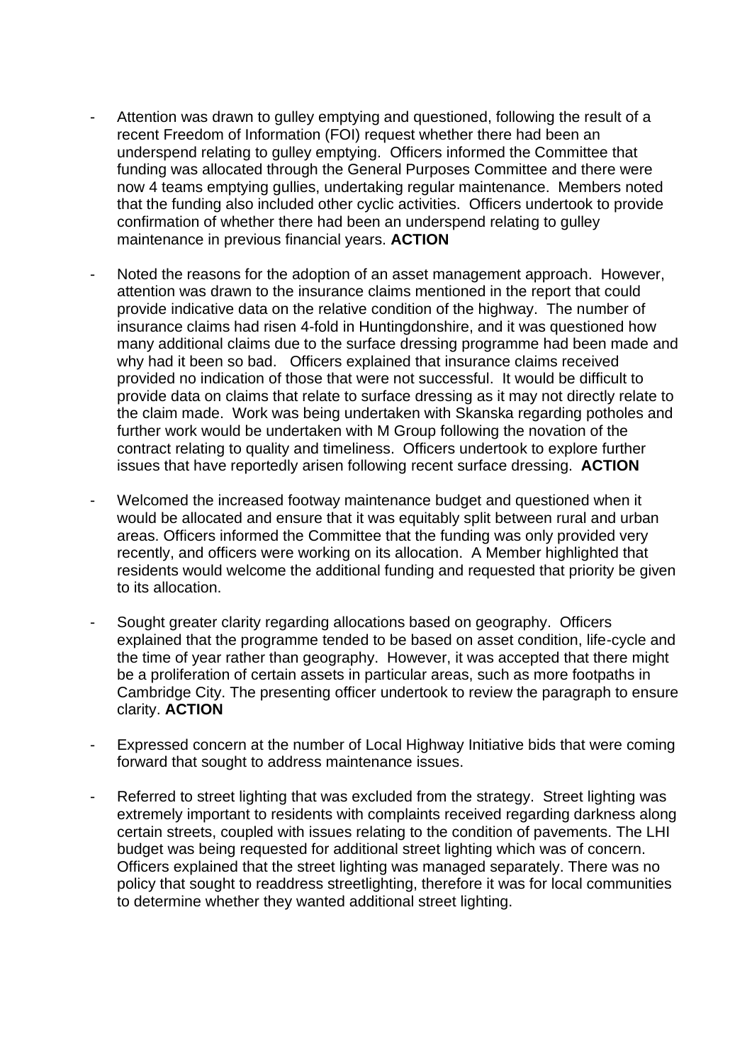- Attention was drawn to gulley emptying and questioned, following the result of a recent Freedom of Information (FOI) request whether there had been an underspend relating to gulley emptying. Officers informed the Committee that funding was allocated through the General Purposes Committee and there were now 4 teams emptying gullies, undertaking regular maintenance. Members noted that the funding also included other cyclic activities. Officers undertook to provide confirmation of whether there had been an underspend relating to gulley maintenance in previous financial years. **ACTION**

- Noted the reasons for the adoption of an asset management approach. However, attention was drawn to the insurance claims mentioned in the report that could provide indicative data on the relative condition of the highway. The number of insurance claims had risen 4-fold in Huntingdonshire, and it was questioned how many additional claims due to the surface dressing programme had been made and why had it been so bad. Officers explained that insurance claims received provided no indication of those that were not successful. It would be difficult to provide data on claims that relate to surface dressing as it may not directly relate to the claim made. Work was being undertaken with Skanska regarding potholes and further work would be undertaken with M Group following the novation of the contract relating to quality and timeliness. Officers undertook to explore further issues that have reportedly arisen following recent surface dressing. **ACTION**

- Welcomed the increased footway maintenance budget and questioned when it would be allocated and ensure that it was equitably split between rural and urban areas. Officers informed the Committee that the funding was only provided very recently, and officers were working on its allocation. A Member highlighted that residents would welcome the additional funding and requested that priority be given to its allocation.

- Sought greater clarity regarding allocations based on geography. Officers explained that the programme tended to be based on asset condition, life-cycle and the time of year rather than geography. However, it was accepted that there might be a proliferation of certain assets in particular areas, such as more footpaths in Cambridge City. The presenting officer undertook to review the paragraph to ensure clarity. **ACTION**

- Expressed concern at the number of Local Highway Initiative bids that were coming forward that sought to address maintenance issues.

- Referred to street lighting that was excluded from the strategy. Street lighting was extremely important to residents with complaints received regarding darkness along certain streets, coupled with issues relating to the condition of pavements. The LHI budget was being requested for additional street lighting which was of concern. Officers explained that the street lighting was managed separately. There was no policy that sought to readdress streetlighting, therefore it was for local communities to determine whether they wanted additional street lighting.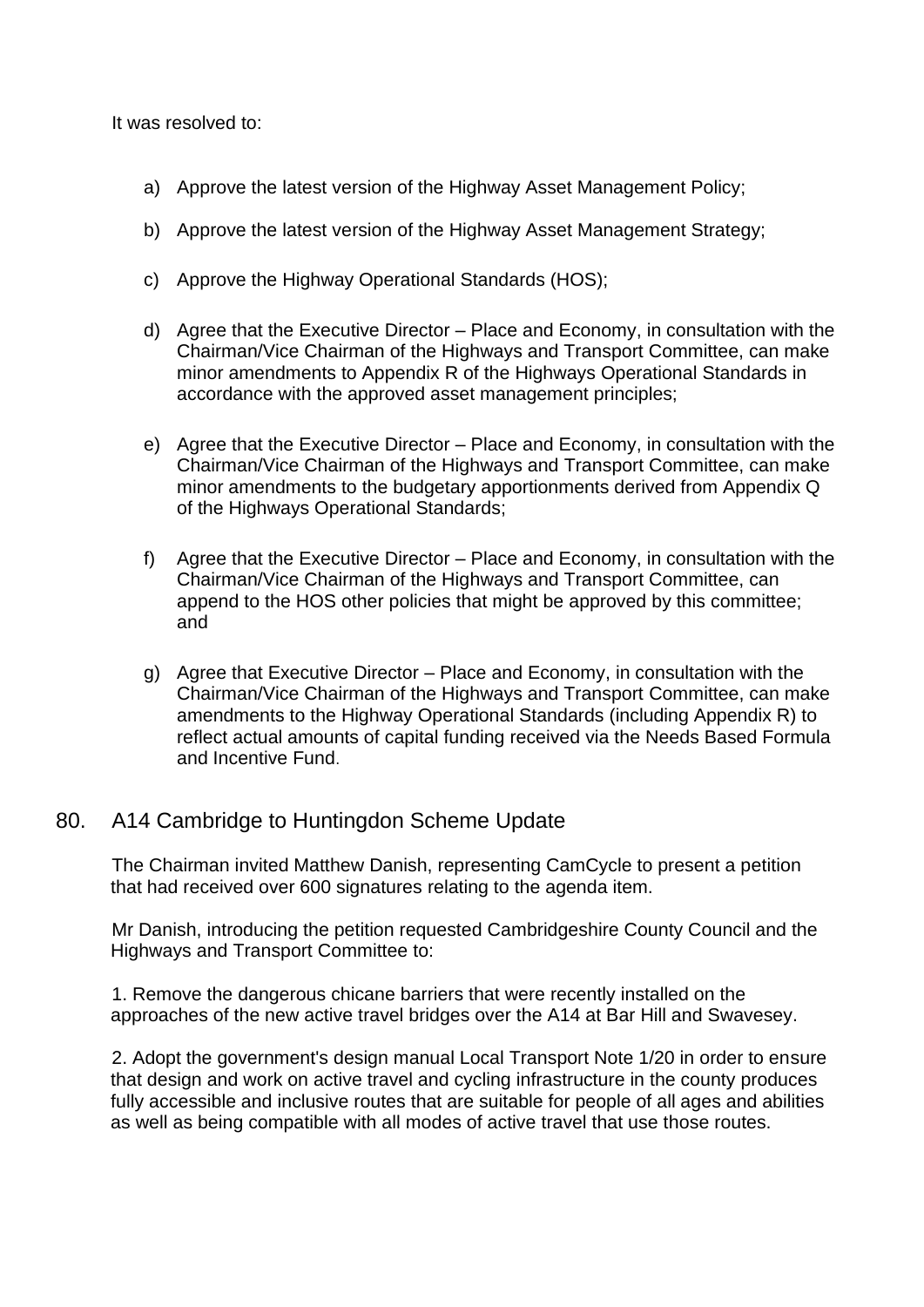It was resolved to:

a) Approve the latest version of the Highway Asset Management Policy;

b) Approve the latest version of the Highway Asset Management Strategy;

c) Approve the Highway Operational Standards (HOS);

d) Agree that the Executive Director – Place and Economy, in consultation with the Chairman/Vice Chairman of the Highways and Transport Committee, can make minor amendments to Appendix R of the Highways Operational Standards in accordance with the approved asset management principles;

e) Agree that the Executive Director – Place and Economy, in consultation with the Chairman/Vice Chairman of the Highways and Transport Committee, can make minor amendments to the budgetary apportionments derived from Appendix Q of the Highways Operational Standards;

f) Agree that the Executive Director – Place and Economy, in consultation with the Chairman/Vice Chairman of the Highways and Transport Committee, can append to the HOS other policies that might be approved by this committee; and

g) Agree that Executive Director – Place and Economy, in consultation with the Chairman/Vice Chairman of the Highways and Transport Committee, can make amendments to the Highway Operational Standards (including Appendix R) to reflect actual amounts of capital funding received via the Needs Based Formula and Incentive Fund.

## 80. A14 Cambridge to Huntingdon Scheme Update

The Chairman invited Matthew Danish, representing CamCycle to present a petition that had received over 600 signatures relating to the agenda item.

Mr Danish, introducing the petition requested Cambridgeshire County Council and the Highways and Transport Committee to:

1. Remove the dangerous chicane barriers that were recently installed on the approaches of the new active travel bridges over the A14 at Bar Hill and Swavesey.

2. Adopt the government's design manual Local Transport Note 1/20 in order to ensure that design and work on active travel and cycling infrastructure in the county produces fully accessible and inclusive routes that are suitable for people of all ages and abilities as well as being compatible with all modes of active travel that use those routes.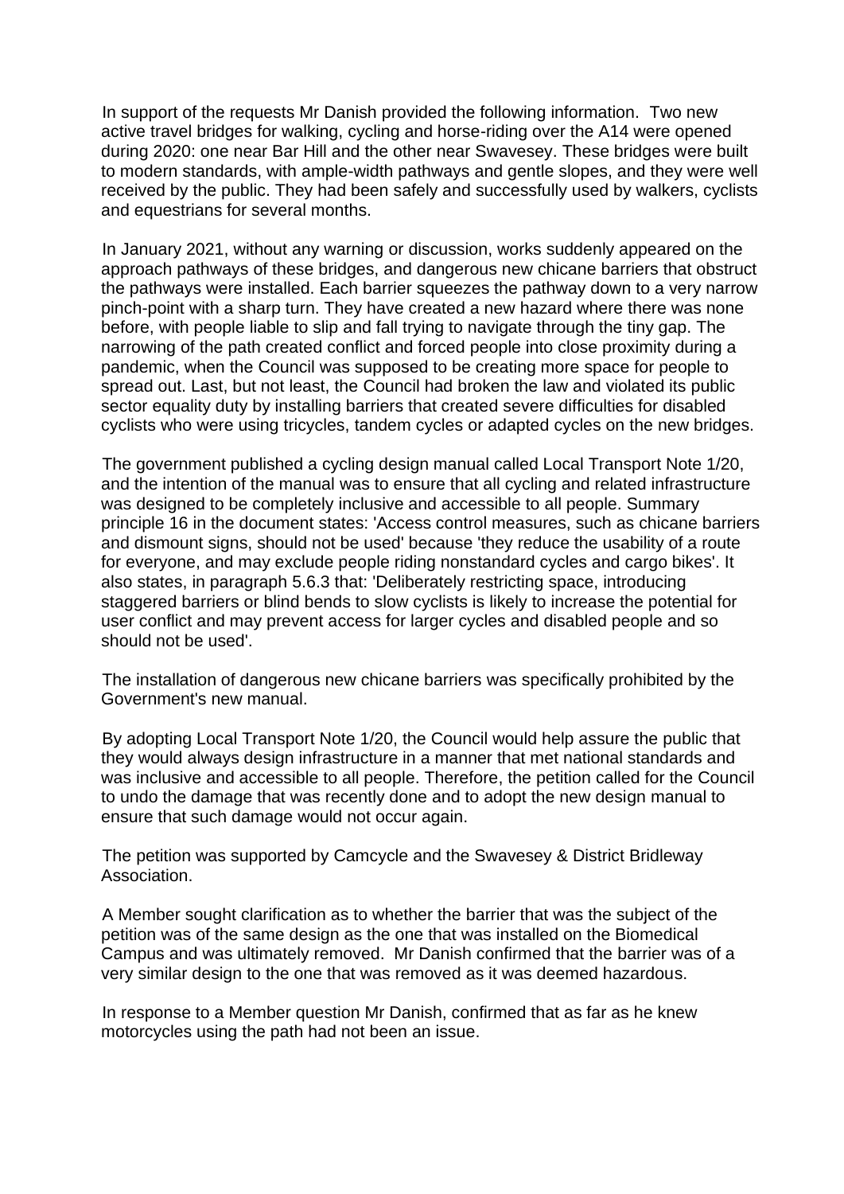In support of the requests Mr Danish provided the following information. Two new active travel bridges for walking, cycling and horse-riding over the A14 were opened during 2020: one near Bar Hill and the other near Swavesey. These bridges were built to modern standards, with ample-width pathways and gentle slopes, and they were well received by the public. They had been safely and successfully used by walkers, cyclists and equestrians for several months.

In January 2021, without any warning or discussion, works suddenly appeared on the approach pathways of these bridges, and dangerous new chicane barriers that obstruct the pathways were installed. Each barrier squeezes the pathway down to a very narrow pinch-point with a sharp turn. They have created a new hazard where there was none before, with people liable to slip and fall trying to navigate through the tiny gap. The narrowing of the path created conflict and forced people into close proximity during a pandemic, when the Council was supposed to be creating more space for people to spread out. Last, but not least, the Council had broken the law and violated its public sector equality duty by installing barriers that created severe difficulties for disabled cyclists who were using tricycles, tandem cycles or adapted cycles on the new bridges.

The government published a cycling design manual called Local Transport Note 1/20, and the intention of the manual was to ensure that all cycling and related infrastructure was designed to be completely inclusive and accessible to all people. Summary principle 16 in the document states: 'Access control measures, such as chicane barriers and dismount signs, should not be used' because 'they reduce the usability of a route for everyone, and may exclude people riding nonstandard cycles and cargo bikes'. It also states, in paragraph 5.6.3 that: 'Deliberately restricting space, introducing staggered barriers or blind bends to slow cyclists is likely to increase the potential for user conflict and may prevent access for larger cycles and disabled people and so should not be used'.

The installation of dangerous new chicane barriers was specifically prohibited by the Government's new manual.

By adopting Local Transport Note 1/20, the Council would help assure the public that they would always design infrastructure in a manner that met national standards and was inclusive and accessible to all people. Therefore, the petition called for the Council to undo the damage that was recently done and to adopt the new design manual to ensure that such damage would not occur again.

The petition was supported by Camcycle and the Swavesey & District Bridleway Association.

A Member sought clarification as to whether the barrier that was the subject of the petition was of the same design as the one that was installed on the Biomedical Campus and was ultimately removed. Mr Danish confirmed that the barrier was of a very similar design to the one that was removed as it was deemed hazardous.

In response to a Member question Mr Danish, confirmed that as far as he knew motorcycles using the path had not been an issue.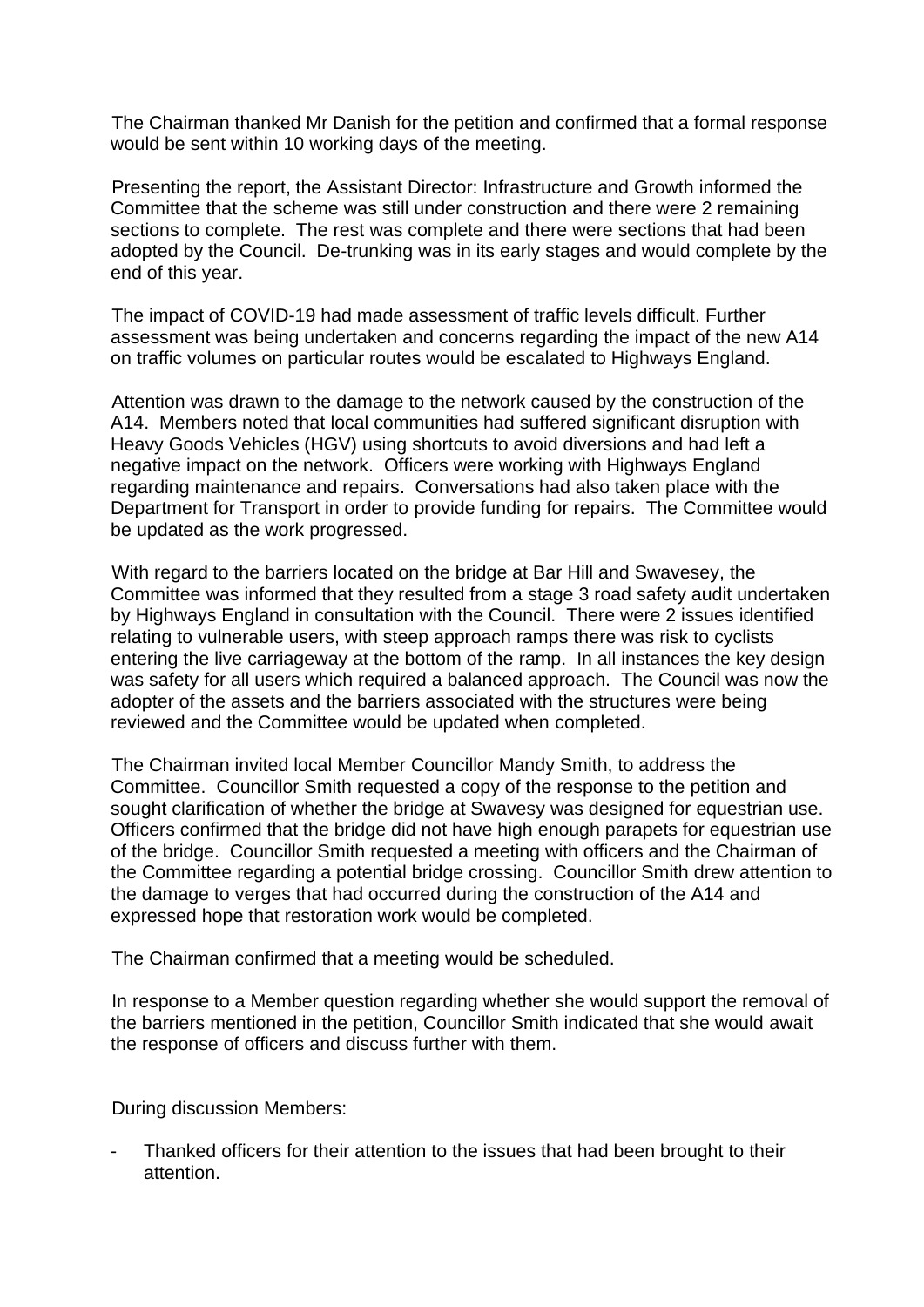The Chairman thanked Mr Danish for the petition and confirmed that a formal response would be sent within 10 working days of the meeting.

Presenting the report, the Assistant Director: Infrastructure and Growth informed the Committee that the scheme was still under construction and there were 2 remaining sections to complete. The rest was complete and there were sections that had been adopted by the Council. De-trunking was in its early stages and would complete by the end of this year.

The impact of COVID-19 had made assessment of traffic levels difficult. Further assessment was being undertaken and concerns regarding the impact of the new A14 on traffic volumes on particular routes would be escalated to Highways England.

Attention was drawn to the damage to the network caused by the construction of the A14. Members noted that local communities had suffered significant disruption with Heavy Goods Vehicles (HGV) using shortcuts to avoid diversions and had left a negative impact on the network. Officers were working with Highways England regarding maintenance and repairs. Conversations had also taken place with the Department for Transport in order to provide funding for repairs. The Committee would be updated as the work progressed.

With regard to the barriers located on the bridge at Bar Hill and Swavesey, the Committee was informed that they resulted from a stage 3 road safety audit undertaken by Highways England in consultation with the Council. There were 2 issues identified relating to vulnerable users, with steep approach ramps there was risk to cyclists entering the live carriageway at the bottom of the ramp. In all instances the key design was safety for all users which required a balanced approach. The Council was now the adopter of the assets and the barriers associated with the structures were being reviewed and the Committee would be updated when completed.

The Chairman invited local Member Councillor Mandy Smith, to address the Committee. Councillor Smith requested a copy of the response to the petition and sought clarification of whether the bridge at Swavesy was designed for equestrian use. Officers confirmed that the bridge did not have high enough parapets for equestrian use of the bridge. Councillor Smith requested a meeting with officers and the Chairman of the Committee regarding a potential bridge crossing. Councillor Smith drew attention to the damage to verges that had occurred during the construction of the A14 and expressed hope that restoration work would be completed.

The Chairman confirmed that a meeting would be scheduled.

In response to a Member question regarding whether she would support the removal of the barriers mentioned in the petition, Councillor Smith indicated that she would await the response of officers and discuss further with them.

During discussion Members:

- Thanked officers for their attention to the issues that had been brought to their attention.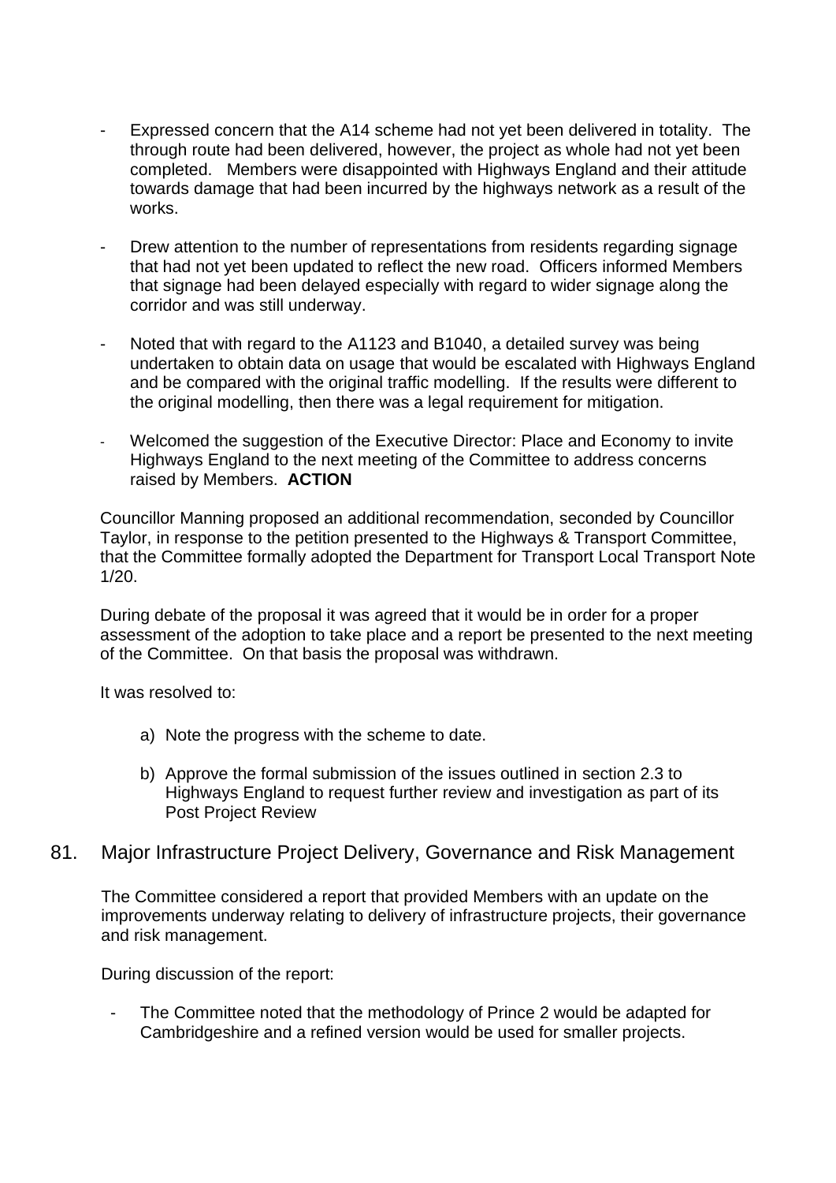- Expressed concern that the A14 scheme had not yet been delivered in totality. The through route had been delivered, however, the project as whole had not yet been completed. Members were disappointed with Highways England and their attitude towards damage that had been incurred by the highways network as a result of the works.

- Drew attention to the number of representations from residents regarding signage that had not yet been updated to reflect the new road. Officers informed Members that signage had been delayed especially with regard to wider signage along the corridor and was still underway.

- Noted that with regard to the A1123 and B1040, a detailed survey was being undertaken to obtain data on usage that would be escalated with Highways England and be compared with the original traffic modelling. If the results were different to the original modelling, then there was a legal requirement for mitigation.

- Welcomed the suggestion of the Executive Director: Place and Economy to invite Highways England to the next meeting of the Committee to address concerns raised by Members. **ACTION**

Councillor Manning proposed an additional recommendation, seconded by Councillor Taylor, in response to the petition presented to the Highways & Transport Committee, that the Committee formally adopted the Department for Transport Local Transport Note 1/20.

During debate of the proposal it was agreed that it would be in order for a proper assessment of the adoption to take place and a report be presented to the next meeting of the Committee. On that basis the proposal was withdrawn.

It was resolved to:

a) Note the progress with the scheme to date.

b) Approve the formal submission of the issues outlined in section 2.3 to Highways England to request further review and investigation as part of its Post Project Review

## 81. Major Infrastructure Project Delivery, Governance and Risk Management

The Committee considered a report that provided Members with an update on the improvements underway relating to delivery of infrastructure projects, their governance and risk management.

During discussion of the report:

- The Committee noted that the methodology of Prince 2 would be adapted for Cambridgeshire and a refined version would be used for smaller projects.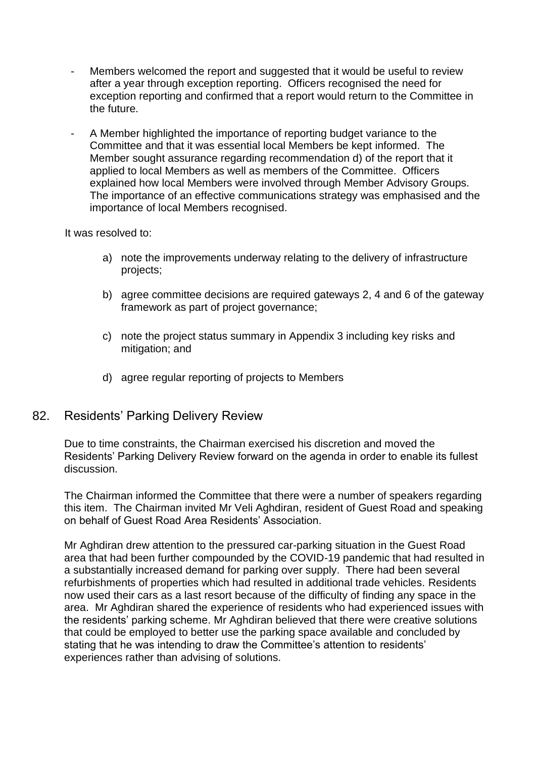- Members welcomed the report and suggested that it would be useful to review after a year through exception reporting. Officers recognised the need for exception reporting and confirmed that a report would return to the Committee in the future.

- A Member highlighted the importance of reporting budget variance to the Committee and that it was essential local Members be kept informed. The Member sought assurance regarding recommendation d) of the report that it applied to local Members as well as members of the Committee. Officers explained how local Members were involved through Member Advisory Groups. The importance of an effective communications strategy was emphasised and the importance of local Members recognised.

It was resolved to:

a) note the improvements underway relating to the delivery of infrastructure projects;

b) agree committee decisions are required gateways 2, 4 and 6 of the gateway framework as part of project governance;

c) note the project status summary in Appendix 3 including key risks and mitigation; and

d) agree regular reporting of projects to Members

## 82. Residents' Parking Delivery Review

Due to time constraints, the Chairman exercised his discretion and moved the Residents' Parking Delivery Review forward on the agenda in order to enable its fullest discussion.

The Chairman informed the Committee that there were a number of speakers regarding this item. The Chairman invited Mr Veli Aghdiran, resident of Guest Road and speaking on behalf of Guest Road Area Residents' Association.

Mr Aghdiran drew attention to the pressured car-parking situation in the Guest Road area that had been further compounded by the COVID-19 pandemic that had resulted in a substantially increased demand for parking over supply. There had been several refurbishments of properties which had resulted in additional trade vehicles. Residents now used their cars as a last resort because of the difficulty of finding any space in the area. Mr Aghdiran shared the experience of residents who had experienced issues with the residents' parking scheme. Mr Aghdiran believed that there were creative solutions that could be employed to better use the parking space available and concluded by stating that he was intending to draw the Committee's attention to residents' experiences rather than advising of solutions.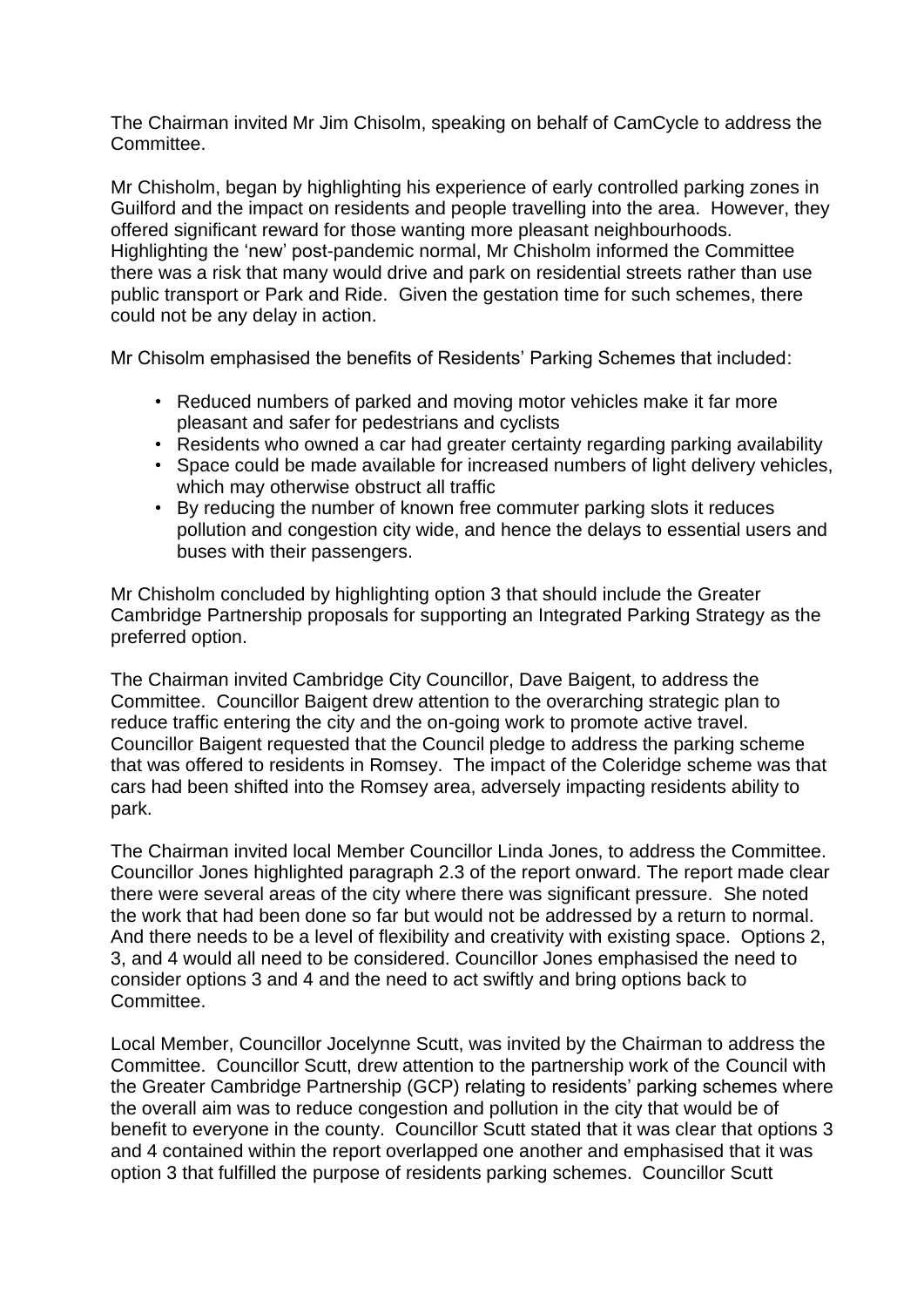The Chairman invited Mr Jim Chisolm, speaking on behalf of CamCycle to address the Committee.

Mr Chisholm, began by highlighting his experience of early controlled parking zones in Guilford and the impact on residents and people travelling into the area. However, they offered significant reward for those wanting more pleasant neighbourhoods. Highlighting the 'new' post-pandemic normal, Mr Chisholm informed the Committee there was a risk that many would drive and park on residential streets rather than use public transport or Park and Ride. Given the gestation time for such schemes, there could not be any delay in action.

Mr Chisolm emphasised the benefits of Residents' Parking Schemes that included:

- Reduced numbers of parked and moving motor vehicles make it far more pleasant and safer for pedestrians and cyclists
- Residents who owned a car had greater certainty regarding parking availability
- Space could be made available for increased numbers of light delivery vehicles, which may otherwise obstruct all traffic
- By reducing the number of known free commuter parking slots it reduces pollution and congestion city wide, and hence the delays to essential users and buses with their passengers.

Mr Chisholm concluded by highlighting option 3 that should include the Greater Cambridge Partnership proposals for supporting an Integrated Parking Strategy as the preferred option.

The Chairman invited Cambridge City Councillor, Dave Baigent, to address the Committee. Councillor Baigent drew attention to the overarching strategic plan to reduce traffic entering the city and the on-going work to promote active travel. Councillor Baigent requested that the Council pledge to address the parking scheme that was offered to residents in Romsey. The impact of the Coleridge scheme was that cars had been shifted into the Romsey area, adversely impacting residents ability to park.

The Chairman invited local Member Councillor Linda Jones, to address the Committee. Councillor Jones highlighted paragraph 2.3 of the report onward. The report made clear there were several areas of the city where there was significant pressure. She noted the work that had been done so far but would not be addressed by a return to normal. And there needs to be a level of flexibility and creativity with existing space. Options 2, 3, and 4 would all need to be considered. Councillor Jones emphasised the need to consider options 3 and 4 and the need to act swiftly and bring options back to Committee.

Local Member, Councillor Jocelynne Scutt, was invited by the Chairman to address the Committee. Councillor Scutt, drew attention to the partnership work of the Council with the Greater Cambridge Partnership (GCP) relating to residents' parking schemes where the overall aim was to reduce congestion and pollution in the city that would be of benefit to everyone in the county. Councillor Scutt stated that it was clear that options 3 and 4 contained within the report overlapped one another and emphasised that it was option 3 that fulfilled the purpose of residents parking schemes. Councillor Scutt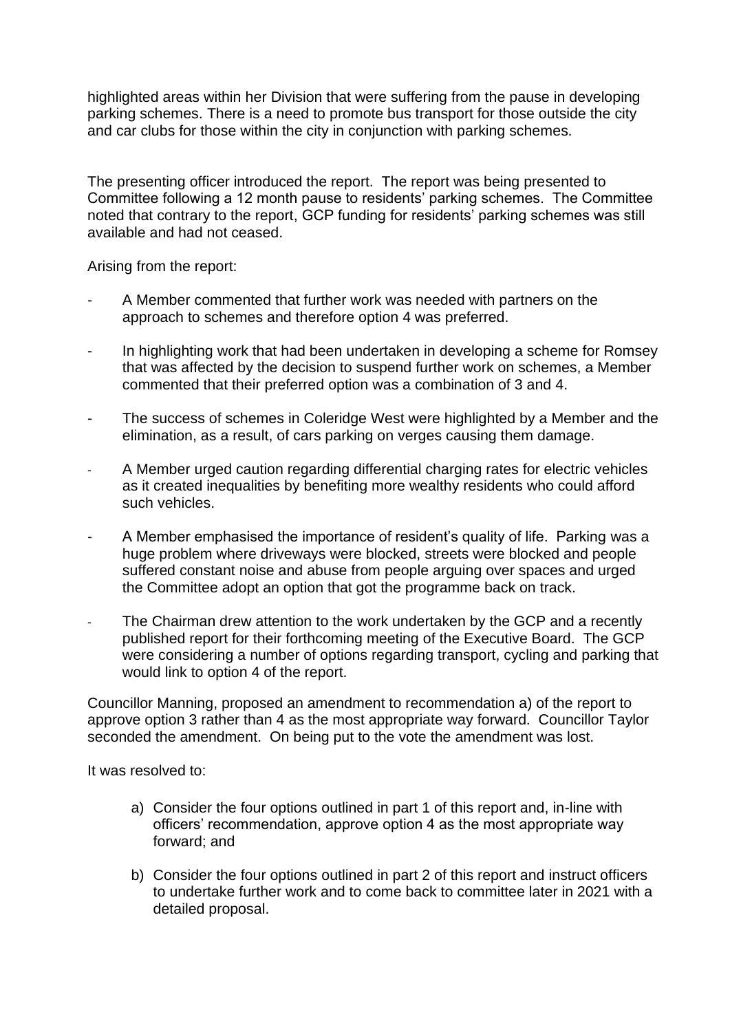highlighted areas within her Division that were suffering from the pause in developing parking schemes. There is a need to promote bus transport for those outside the city and car clubs for those within the city in conjunction with parking schemes.

The presenting officer introduced the report. The report was being presented to Committee following a 12 month pause to residents' parking schemes. The Committee noted that contrary to the report, GCP funding for residents' parking schemes was still available and had not ceased.

Arising from the report:

- A Member commented that further work was needed with partners on the approach to schemes and therefore option 4 was preferred.
- In highlighting work that had been undertaken in developing a scheme for Romsey that was affected by the decision to suspend further work on schemes, a Member commented that their preferred option was a combination of 3 and 4.
- The success of schemes in Coleridge West were highlighted by a Member and the elimination, as a result, of cars parking on verges causing them damage.
- A Member urged caution regarding differential charging rates for electric vehicles as it created inequalities by benefiting more wealthy residents who could afford such vehicles.
- A Member emphasised the importance of resident's quality of life. Parking was a huge problem where driveways were blocked, streets were blocked and people suffered constant noise and abuse from people arguing over spaces and urged the Committee adopt an option that got the programme back on track.
- The Chairman drew attention to the work undertaken by the GCP and a recently published report for their forthcoming meeting of the Executive Board. The GCP were considering a number of options regarding transport, cycling and parking that would link to option 4 of the report.

Councillor Manning, proposed an amendment to recommendation a) of the report to approve option 3 rather than 4 as the most appropriate way forward. Councillor Taylor seconded the amendment. On being put to the vote the amendment was lost.

It was resolved to:

a) Consider the four options outlined in part 1 of this report and, in-line with officers' recommendation, approve option 4 as the most appropriate way forward; and

b) Consider the four options outlined in part 2 of this report and instruct officers to undertake further work and to come back to committee later in 2021 with a detailed proposal.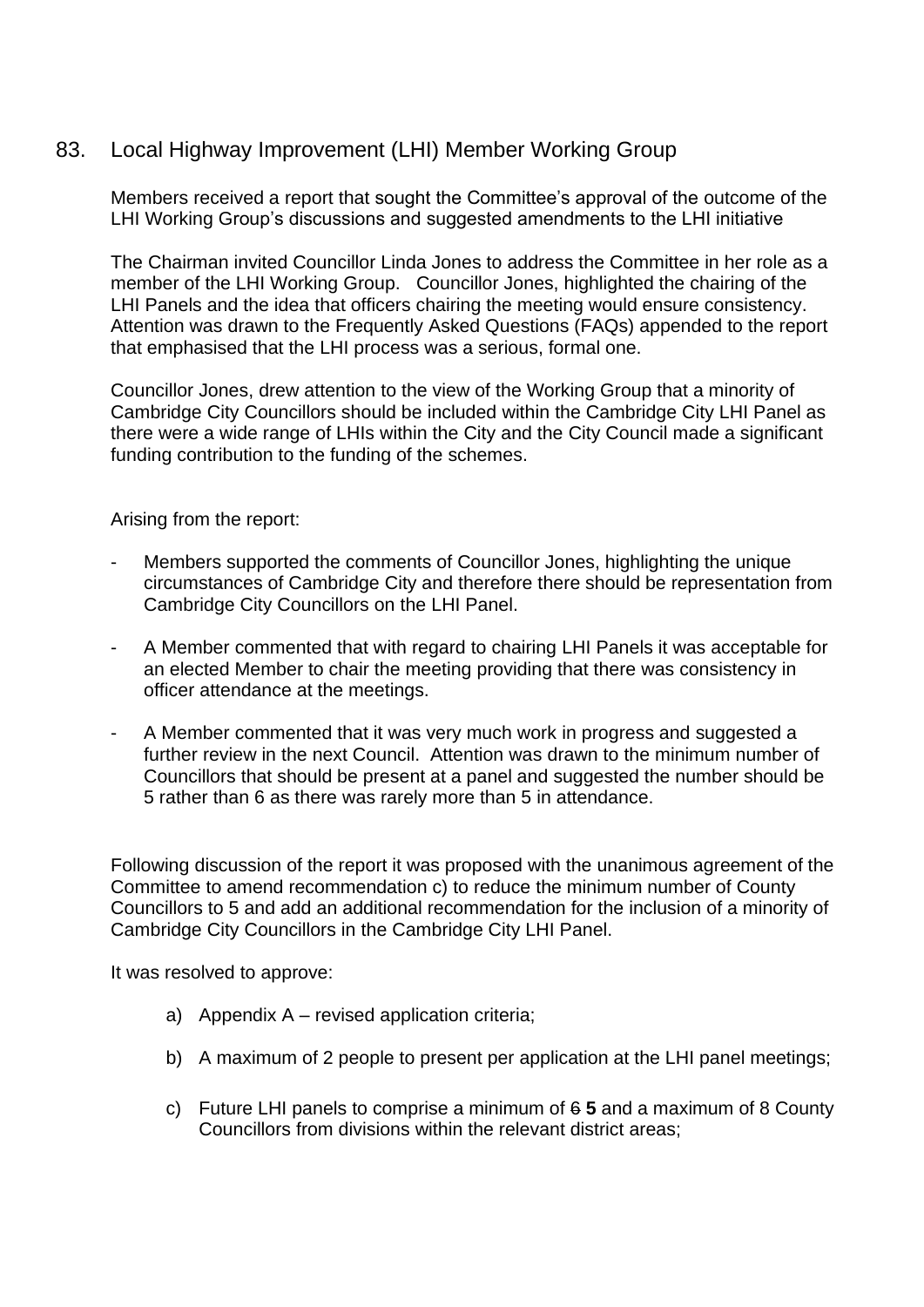## 83. Local Highway Improvement (LHI) Member Working Group

Members received a report that sought the Committee's approval of the outcome of the LHI Working Group's discussions and suggested amendments to the LHI initiative

The Chairman invited Councillor Linda Jones to address the Committee in her role as a member of the LHI Working Group. Councillor Jones, highlighted the chairing of the LHI Panels and the idea that officers chairing the meeting would ensure consistency. Attention was drawn to the Frequently Asked Questions (FAQs) appended to the report that emphasised that the LHI process was a serious, formal one.

Councillor Jones, drew attention to the view of the Working Group that a minority of Cambridge City Councillors should be included within the Cambridge City LHI Panel as there were a wide range of LHIs within the City and the City Council made a significant funding contribution to the funding of the schemes.

Arising from the report:

- Members supported the comments of Councillor Jones, highlighting the unique circumstances of Cambridge City and therefore there should be representation from Cambridge City Councillors on the LHI Panel.
- A Member commented that with regard to chairing LHI Panels it was acceptable for an elected Member to chair the meeting providing that there was consistency in officer attendance at the meetings.
- A Member commented that it was very much work in progress and suggested a further review in the next Council. Attention was drawn to the minimum number of Councillors that should be present at a panel and suggested the number should be 5 rather than 6 as there was rarely more than 5 in attendance.

Following discussion of the report it was proposed with the unanimous agreement of the Committee to amend recommendation c) to reduce the minimum number of County Councillors to 5 and add an additional recommendation for the inclusion of a minority of Cambridge City Councillors in the Cambridge City LHI Panel.

It was resolved to approve:

a) Appendix A – revised application criteria;

b) A maximum of 2 people to present per application at the LHI panel meetings;

c) Future LHI panels to comprise a minimum of ~~6~~ **5** and a maximum of 8 County Councillors from divisions within the relevant district areas;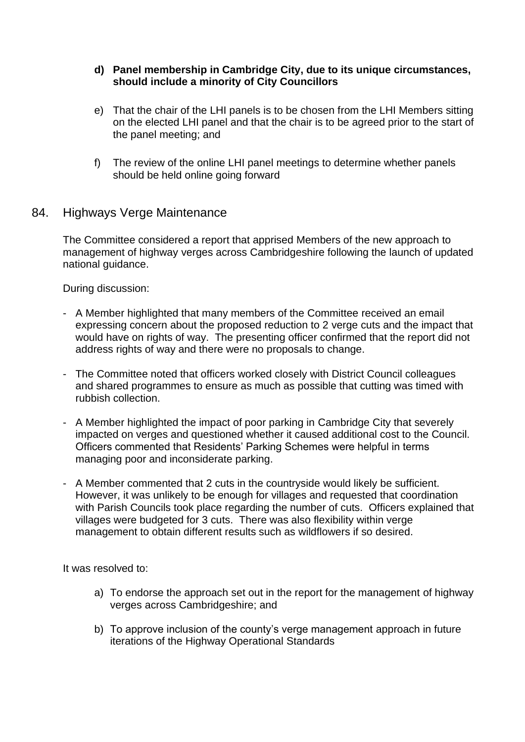d) **Panel membership in Cambridge City, due to its unique circumstances, should include a minority of City Councillors**

e) That the chair of the LHI panels is to be chosen from the LHI Members sitting on the elected LHI panel and that the chair is to be agreed prior to the start of the panel meeting; and

f) The review of the online LHI panel meetings to determine whether panels should be held online going forward

## 84. Highways Verge Maintenance

The Committee considered a report that apprised Members of the new approach to management of highway verges across Cambridgeshire following the launch of updated national guidance.

During discussion:

- A Member highlighted that many members of the Committee received an email expressing concern about the proposed reduction to 2 verge cuts and the impact that would have on rights of way. The presenting officer confirmed that the report did not address rights of way and there were no proposals to change.

- The Committee noted that officers worked closely with District Council colleagues and shared programmes to ensure as much as possible that cutting was timed with rubbish collection.

- A Member highlighted the impact of poor parking in Cambridge City that severely impacted on verges and questioned whether it caused additional cost to the Council. Officers commented that Residents' Parking Schemes were helpful in terms managing poor and inconsiderate parking.

- A Member commented that 2 cuts in the countryside would likely be sufficient. However, it was unlikely to be enough for villages and requested that coordination with Parish Councils took place regarding the number of cuts. Officers explained that villages were budgeted for 3 cuts. There was also flexibility within verge management to obtain different results such as wildflowers if so desired.

It was resolved to:

a) To endorse the approach set out in the report for the management of highway verges across Cambridgeshire; and

b) To approve inclusion of the county's verge management approach in future iterations of the Highway Operational Standards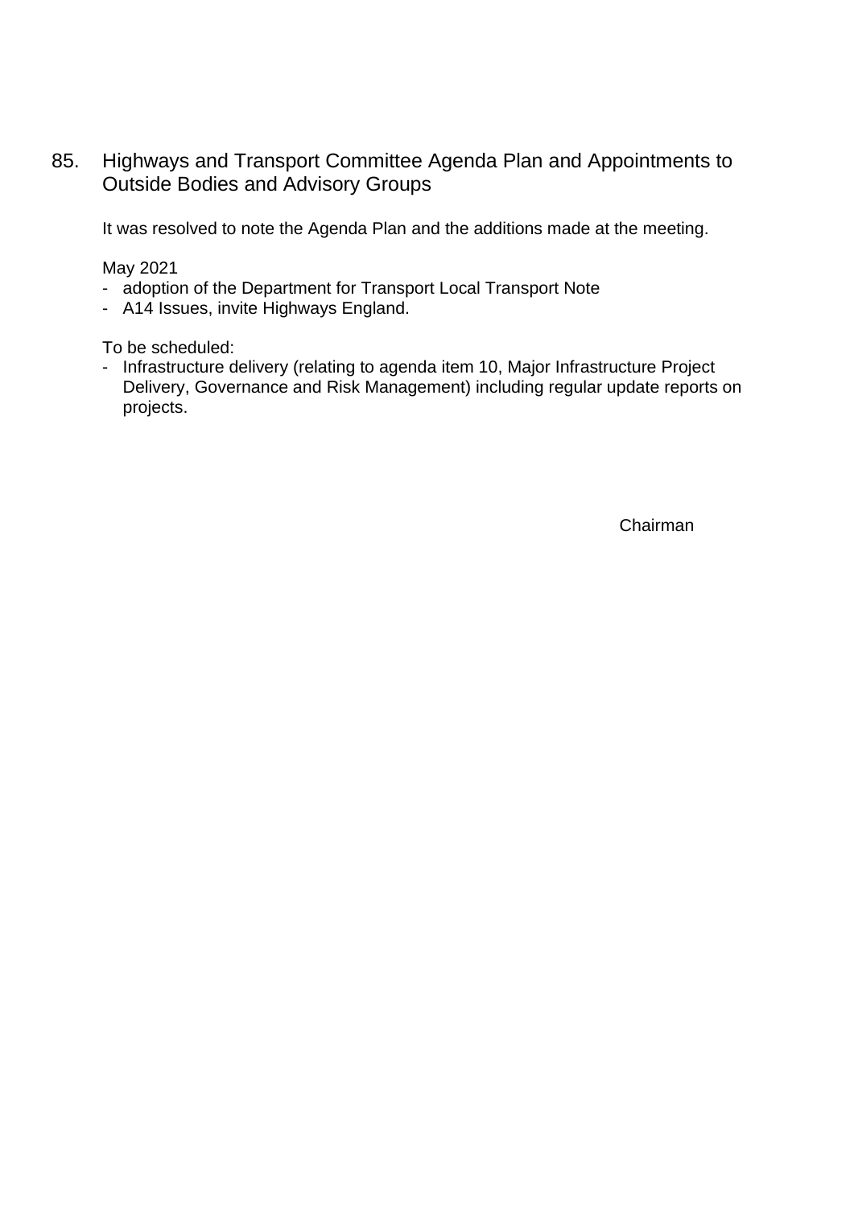## 85. Highways and Transport Committee Agenda Plan and Appointments to Outside Bodies and Advisory Groups

It was resolved to note the Agenda Plan and the additions made at the meeting.

May 2021

- adoption of the Department for Transport Local Transport Note
- A14 Issues, invite Highways England.

To be scheduled:

- Infrastructure delivery (relating to agenda item 10, Major Infrastructure Project Delivery, Governance and Risk Management) including regular update reports on projects.

Chairman